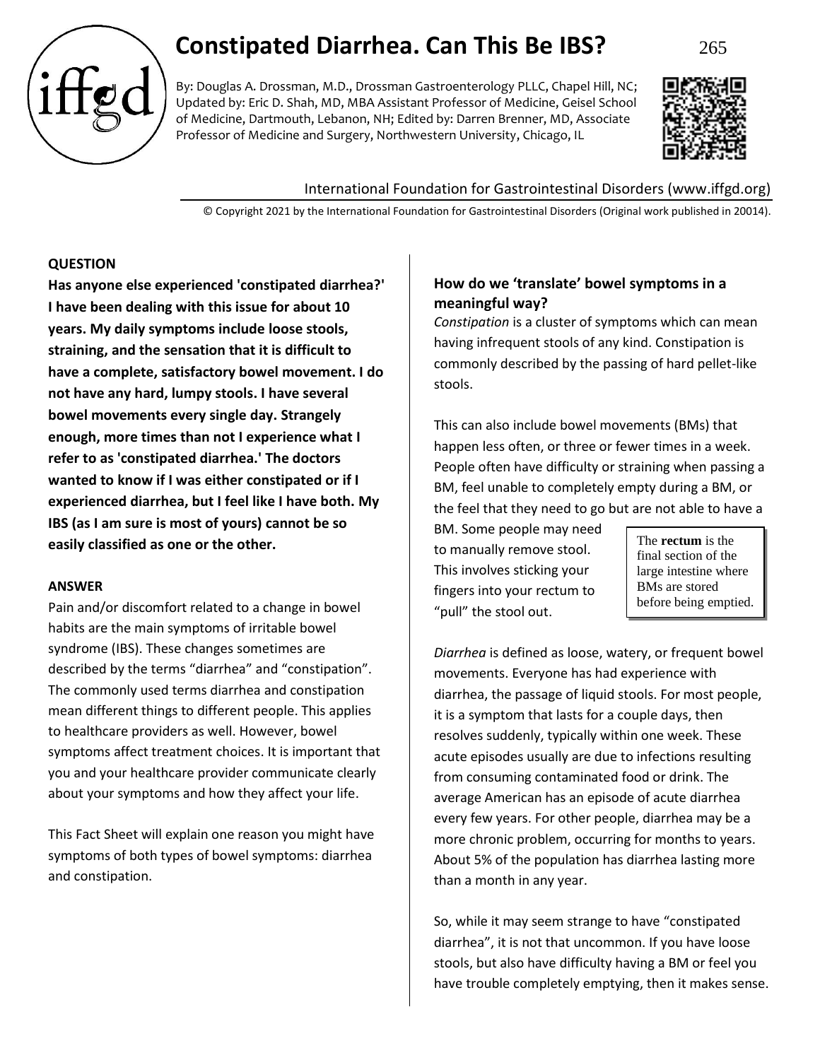# Constipated Diarrhea. Can This Be IBS?

By: Douglas A. Drossman, M.D., Drossman Gastroenterology PLLC, Chapel Hill, NC; Updated by: Eric D. Shah, MD, MBA Assistant Professor of Medicine, Geisel School of Medicine, Dartmouth, Lebanon, NH; Edited by: Darren Brenner, MD, Associate Professor of Medicine and Surgery, Northwestern University, Chicago, IL

International Foundation for Gastrointestinal Disorders (www.iffgd.org)

© Copyright 2021 by the International Foundation for Gastrointestinal Disorders (Original work published in 20014).

**QUESTION**

**Has anyone else experienced 'constipated diarrhea?' I have been dealing with this issue for about 10 years. My daily symptoms include loose stools, straining, and the sensation that it is difficult to have a complete, satisfactory bowel movement. I do not have any hard, lumpy stools. I have several bowel movements every single day. Strangely enough, more times than not I experience what I refer to as 'constipated diarrhea.' The doctors wanted to know if I was either constipated or if I experienced diarrhea, but I feel like I have both. My IBS (as I am sure is most of yours) cannot be so easily classified as one or the other.**

**ANSWER**

Pain and/or discomfort related to a change in bowel habits are the main symptoms of irritable bowel syndrome (IBS). These changes sometimes are described by the terms "diarrhea" and "constipation". The commonly used terms diarrhea and constipation mean different things to different people. This applies to healthcare providers as well. However, bowel symptoms affect treatment choices. It is important that you and your healthcare provider communicate clearly about your symptoms and how they affect your life.

This Fact Sheet will explain one reason you might have symptoms of both types of bowel symptoms: diarrhea and constipation.

### How do we 'translate' bowel symptoms in a meaningful way?

*Constipation* is a cluster of symptoms which can mean having infrequent stools of any kind. Constipation is commonly described by the passing of hard pellet-like stools.

This can also include bowel movements (BMs) that happen less often, or three or fewer times in a week. People often have difficulty or straining when passing a BM, feel unable to completely empty during a BM, or the feel that they need to go but are not able to have a BM. Some people may need to manually remove stool. This involves sticking your fingers into your rectum to "pull" the stool out.

> The **rectum** is the final section of the large intestine where BMs are stored before being emptied.

*Diarrhea* is defined as loose, watery, or frequent bowel movements. Everyone has had experience with diarrhea, the passage of liquid stools. For most people, it is a symptom that lasts for a couple days, then resolves suddenly, typically within one week. These acute episodes usually are due to infections resulting from consuming contaminated food or drink. The average American has an episode of acute diarrhea every few years. For other people, diarrhea may be a more chronic problem, occurring for months to years. About 5% of the population has diarrhea lasting more than a month in any year.

So, while it may seem strange to have "constipated diarrhea", it is not that uncommon. If you have loose stools, but also have difficulty having a BM or feel you have trouble completely emptying, then it makes sense.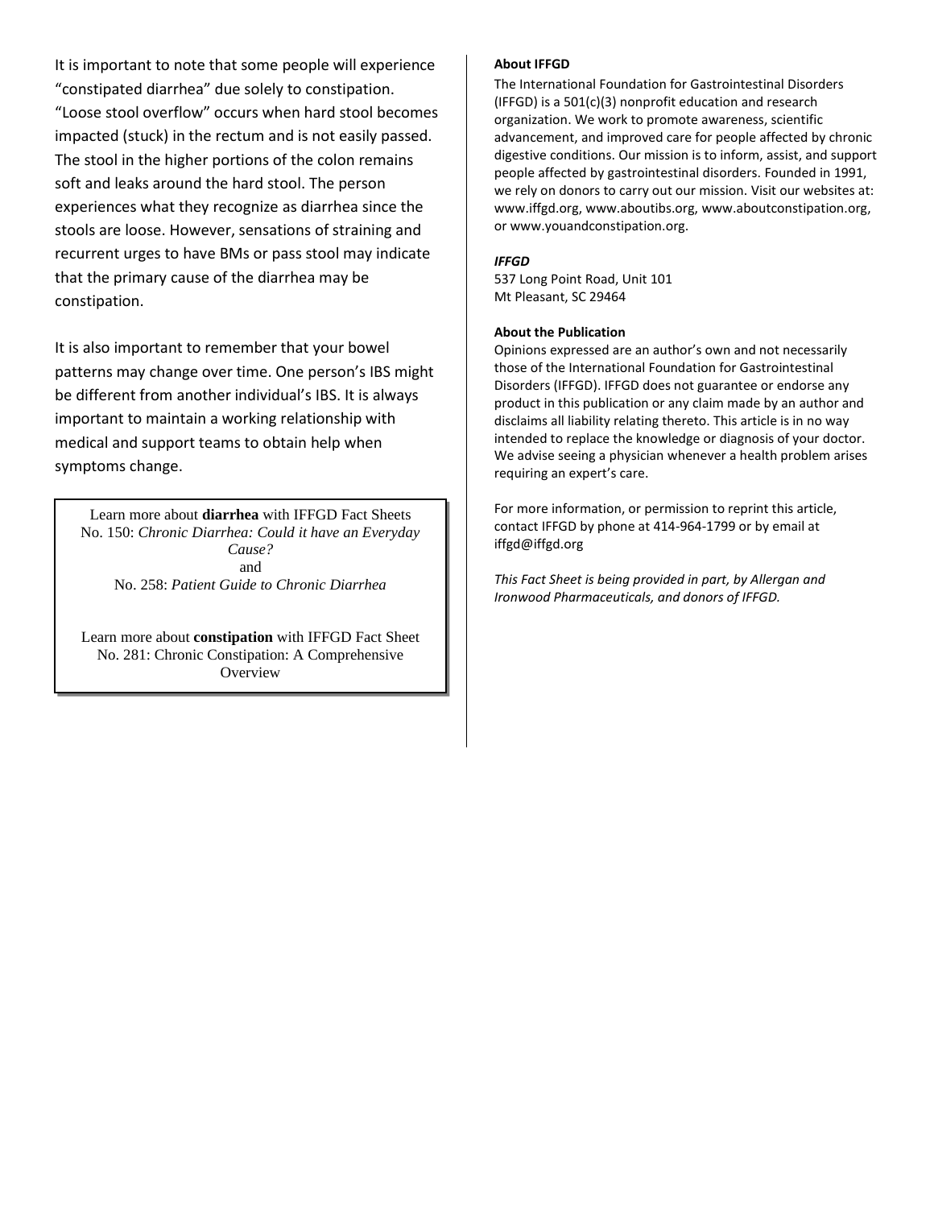It is important to note that some people will experience "constipated diarrhea" due solely to constipation. "Loose stool overflow" occurs when hard stool becomes impacted (stuck) in the rectum and is not easily passed. The stool in the higher portions of the colon remains soft and leaks around the hard stool. The person experiences what they recognize as diarrhea since the stools are loose. However, sensations of straining and recurrent urges to have BMs or pass stool may indicate that the primary cause of the diarrhea may be constipation.

It is also important to remember that your bowel patterns may change over time. One person's IBS might be different from another individual's IBS. It is always important to maintain a working relationship with medical and support teams to obtain help when symptoms change.

Learn more about **diarrhea** with IFFGD Fact Sheets
No. 150: *Chronic Diarrhea: Could it have an Everyday Cause?*
and
No. 258: *Patient Guide to Chronic Diarrhea*

Learn more about **constipation** with IFFGD Fact Sheet
No. 281: Chronic Constipation: A Comprehensive Overview

**About IFFGD**

The International Foundation for Gastrointestinal Disorders (IFFGD) is a 501(c)(3) nonprofit education and research organization. We work to promote awareness, scientific advancement, and improved care for people affected by chronic digestive conditions. Our mission is to inform, assist, and support people affected by gastrointestinal disorders. Founded in 1991, we rely on donors to carry out our mission. Visit our websites at: www.iffgd.org, www.aboutibs.org, www.aboutconstipation.org, or www.youandconstipation.org.

***IFFGD***
537 Long Point Road, Unit 101
Mt Pleasant, SC 29464

**About the Publication**

Opinions expressed are an author's own and not necessarily those of the International Foundation for Gastrointestinal Disorders (IFFGD). IFFGD does not guarantee or endorse any product in this publication or any claim made by an author and disclaims all liability relating thereto. This article is in no way intended to replace the knowledge or diagnosis of your doctor. We advise seeing a physician whenever a health problem arises requiring an expert's care.

For more information, or permission to reprint this article, contact IFFGD by phone at 414-964-1799 or by email at iffgd@iffgd.org

*This Fact Sheet is being provided in part, by Allergan and Ironwood Pharmaceuticals, and donors of IFFGD.*